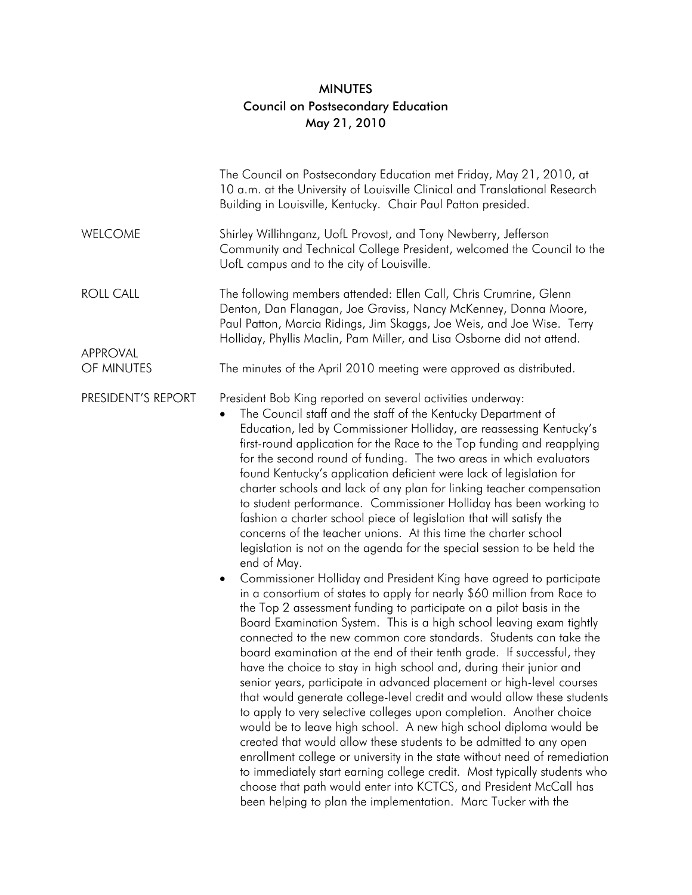# MINUTES
## Council on Postsecondary Education
### May 21, 2010

The Council on Postsecondary Education met Friday, May 21, 2010, at 10 a.m. at the University of Louisville Clinical and Translational Research Building in Louisville, Kentucky. Chair Paul Patton presided.

**WELCOME**

Shirley Willihnganz, UofL Provost, and Tony Newberry, Jefferson Community and Technical College President, welcomed the Council to the UofL campus and to the city of Louisville.

**ROLL CALL**

The following members attended: Ellen Call, Chris Crumrine, Glenn Denton, Dan Flanagan, Joe Graviss, Nancy McKenney, Donna Moore, Paul Patton, Marcia Ridings, Jim Skaggs, Joe Weis, and Joe Wise. Terry Holliday, Phyllis Maclin, Pam Miller, and Lisa Osborne did not attend.

**APPROVAL OF MINUTES**

The minutes of the April 2010 meeting were approved as distributed.

**PRESIDENT'S REPORT**

President Bob King reported on several activities underway:

- The Council staff and the staff of the Kentucky Department of Education, led by Commissioner Holliday, are reassessing Kentucky's first-round application for the Race to the Top funding and reapplying for the second round of funding. The two areas in which evaluators found Kentucky's application deficient were lack of legislation for charter schools and lack of any plan for linking teacher compensation to student performance. Commissioner Holliday has been working to fashion a charter school piece of legislation that will satisfy the concerns of the teacher unions. At this time the charter school legislation is not on the agenda for the special session to be held the end of May.
- Commissioner Holliday and President King have agreed to participate in a consortium of states to apply for nearly $60 million from Race to the Top 2 assessment funding to participate on a pilot basis in the Board Examination System. This is a high school leaving exam tightly connected to the new common core standards. Students can take the board examination at the end of their tenth grade. If successful, they have the choice to stay in high school and, during their junior and senior years, participate in advanced placement or high-level courses that would generate college-level credit and would allow these students to apply to very selective colleges upon completion. Another choice would be to leave high school. A new high school diploma would be created that would allow these students to be admitted to any open enrollment college or university in the state without need of remediation to immediately start earning college credit. Most typically students who choose that path would enter into KCTCS, and President McCall has been helping to plan the implementation. Marc Tucker with the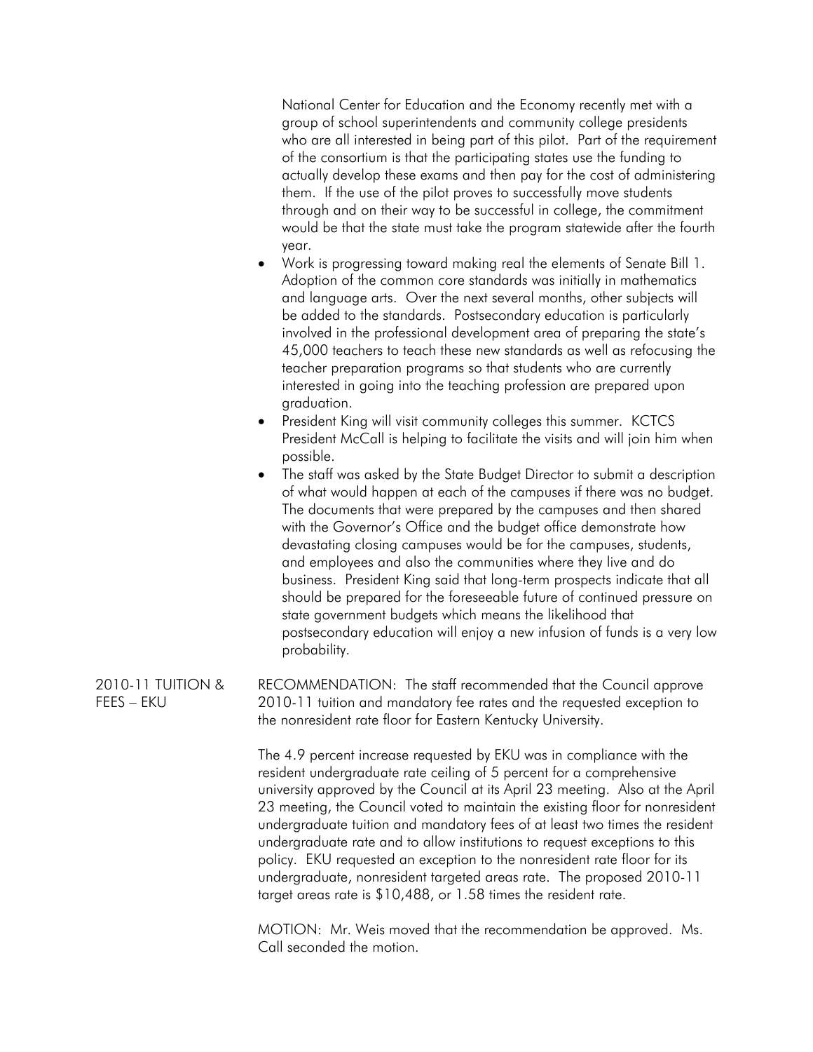National Center for Education and the Economy recently met with a group of school superintendents and community college presidents who are all interested in being part of this pilot. Part of the requirement of the consortium is that the participating states use the funding to actually develop these exams and then pay for the cost of administering them. If the use of the pilot proves to successfully move students through and on their way to be successful in college, the commitment would be that the state must take the program statewide after the fourth year.

- Work is progressing toward making real the elements of Senate Bill 1. Adoption of the common core standards was initially in mathematics and language arts. Over the next several months, other subjects will be added to the standards. Postsecondary education is particularly involved in the professional development area of preparing the state's 45,000 teachers to teach these new standards as well as refocusing the teacher preparation programs so that students who are currently interested in going into the teaching profession are prepared upon graduation.
- President King will visit community colleges this summer. KCTCS President McCall is helping to facilitate the visits and will join him when possible.
- The staff was asked by the State Budget Director to submit a description of what would happen at each of the campuses if there was no budget. The documents that were prepared by the campuses and then shared with the Governor's Office and the budget office demonstrate how devastating closing campuses would be for the campuses, students, and employees and also the communities where they live and do business. President King said that long-term prospects indicate that all should be prepared for the foreseeable future of continued pressure on state government budgets which means the likelihood that postsecondary education will enjoy a new infusion of funds is a very low probability.

## 2010-11 TUITION & FEES – EKU

RECOMMENDATION: The staff recommended that the Council approve 2010-11 tuition and mandatory fee rates and the requested exception to the nonresident rate floor for Eastern Kentucky University.

The 4.9 percent increase requested by EKU was in compliance with the resident undergraduate rate ceiling of 5 percent for a comprehensive university approved by the Council at its April 23 meeting. Also at the April 23 meeting, the Council voted to maintain the existing floor for nonresident undergraduate tuition and mandatory fees of at least two times the resident undergraduate rate and to allow institutions to request exceptions to this policy. EKU requested an exception to the nonresident rate floor for its undergraduate, nonresident targeted areas rate. The proposed 2010-11 target areas rate is $10,488, or 1.58 times the resident rate.

MOTION: Mr. Weis moved that the recommendation be approved. Ms. Call seconded the motion.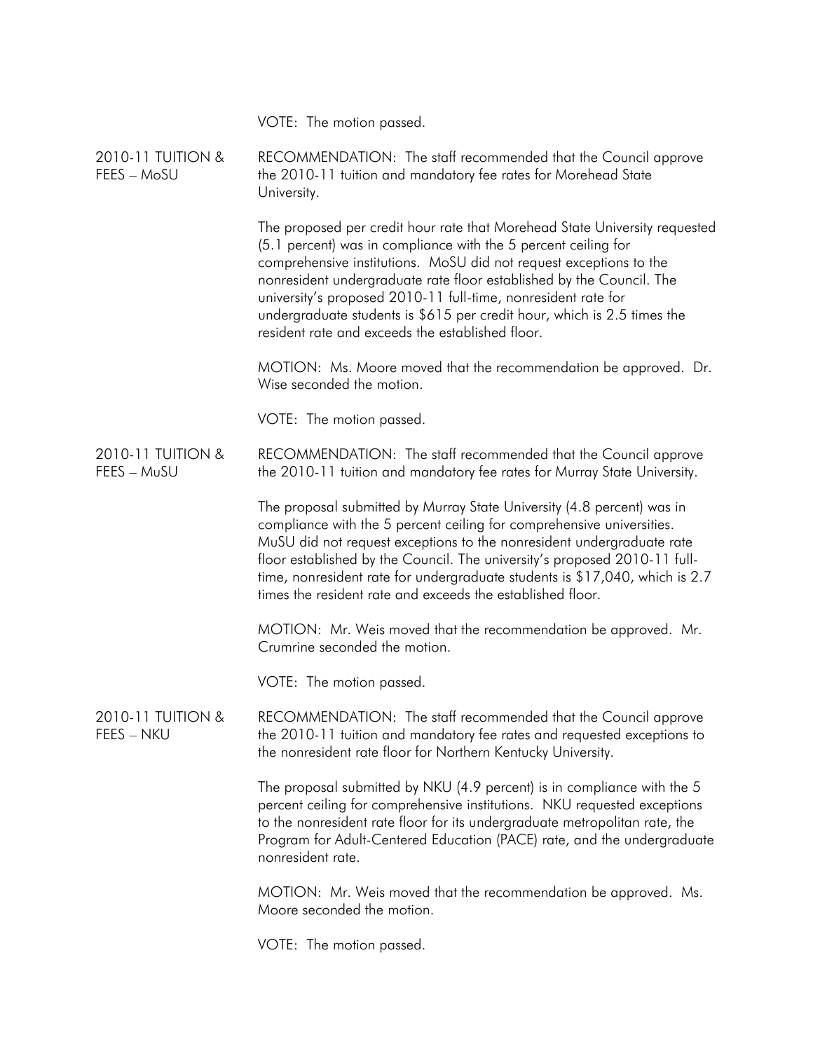VOTE: The motion passed.

2010-11 TUITION & FEES – MoSU

RECOMMENDATION: The staff recommended that the Council approve the 2010-11 tuition and mandatory fee rates for Morehead State University.

The proposed per credit hour rate that Morehead State University requested (5.1 percent) was in compliance with the 5 percent ceiling for comprehensive institutions. MoSU did not request exceptions to the nonresident undergraduate rate floor established by the Council. The university's proposed 2010-11 full-time, nonresident rate for undergraduate students is $615 per credit hour, which is 2.5 times the resident rate and exceeds the established floor.

MOTION: Ms. Moore moved that the recommendation be approved. Dr. Wise seconded the motion.

VOTE: The motion passed.

2010-11 TUITION & FEES – MuSU

RECOMMENDATION: The staff recommended that the Council approve the 2010-11 tuition and mandatory fee rates for Murray State University.

The proposal submitted by Murray State University (4.8 percent) was in compliance with the 5 percent ceiling for comprehensive universities. MuSU did not request exceptions to the nonresident undergraduate rate floor established by the Council. The university's proposed 2010-11 full-time, nonresident rate for undergraduate students is $17,040, which is 2.7 times the resident rate and exceeds the established floor.

MOTION: Mr. Weis moved that the recommendation be approved. Mr. Crumrine seconded the motion.

VOTE: The motion passed.

2010-11 TUITION & FEES – NKU

RECOMMENDATION: The staff recommended that the Council approve the 2010-11 tuition and mandatory fee rates and requested exceptions to the nonresident rate floor for Northern Kentucky University.

The proposal submitted by NKU (4.9 percent) is in compliance with the 5 percent ceiling for comprehensive institutions. NKU requested exceptions to the nonresident rate floor for its undergraduate metropolitan rate, the Program for Adult-Centered Education (PACE) rate, and the undergraduate nonresident rate.

MOTION: Mr. Weis moved that the recommendation be approved. Ms. Moore seconded the motion.

VOTE: The motion passed.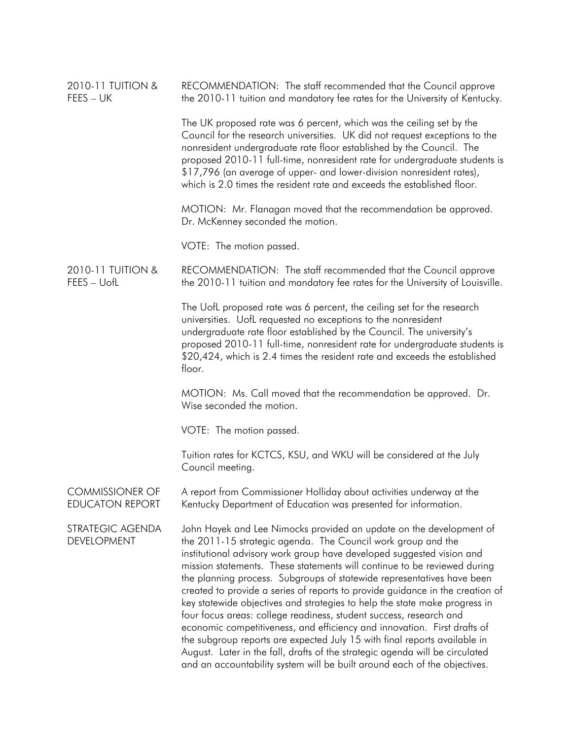**2010-11 TUITION & FEES – UK**

RECOMMENDATION: The staff recommended that the Council approve the 2010-11 tuition and mandatory fee rates for the University of Kentucky.

The UK proposed rate was 6 percent, which was the ceiling set by the Council for the research universities. UK did not request exceptions to the nonresident undergraduate rate floor established by the Council. The proposed 2010-11 full-time, nonresident rate for undergraduate students is $17,796 (an average of upper- and lower-division nonresident rates), which is 2.0 times the resident rate and exceeds the established floor.

MOTION: Mr. Flanagan moved that the recommendation be approved. Dr. McKenney seconded the motion.

VOTE: The motion passed.

**2010-11 TUITION & FEES – UofL**

RECOMMENDATION: The staff recommended that the Council approve the 2010-11 tuition and mandatory fee rates for the University of Louisville.

The UofL proposed rate was 6 percent, the ceiling set for the research universities. UofL requested no exceptions to the nonresident undergraduate rate floor established by the Council. The university's proposed 2010-11 full-time, nonresident rate for undergraduate students is $20,424, which is 2.4 times the resident rate and exceeds the established floor.

MOTION: Ms. Call moved that the recommendation be approved. Dr. Wise seconded the motion.

VOTE: The motion passed.

Tuition rates for KCTCS, KSU, and WKU will be considered at the July Council meeting.

**COMMISSIONER OF EDUCATON REPORT**

A report from Commissioner Holliday about activities underway at the Kentucky Department of Education was presented for information.

**STRATEGIC AGENDA DEVELOPMENT**

John Hayek and Lee Nimocks provided an update on the development of the 2011-15 strategic agenda. The Council work group and the institutional advisory work group have developed suggested vision and mission statements. These statements will continue to be reviewed during the planning process. Subgroups of statewide representatives have been created to provide a series of reports to provide guidance in the creation of key statewide objectives and strategies to help the state make progress in four focus areas: college readiness, student success, research and economic competitiveness, and efficiency and innovation. First drafts of the subgroup reports are expected July 15 with final reports available in August. Later in the fall, drafts of the strategic agenda will be circulated and an accountability system will be built around each of the objectives.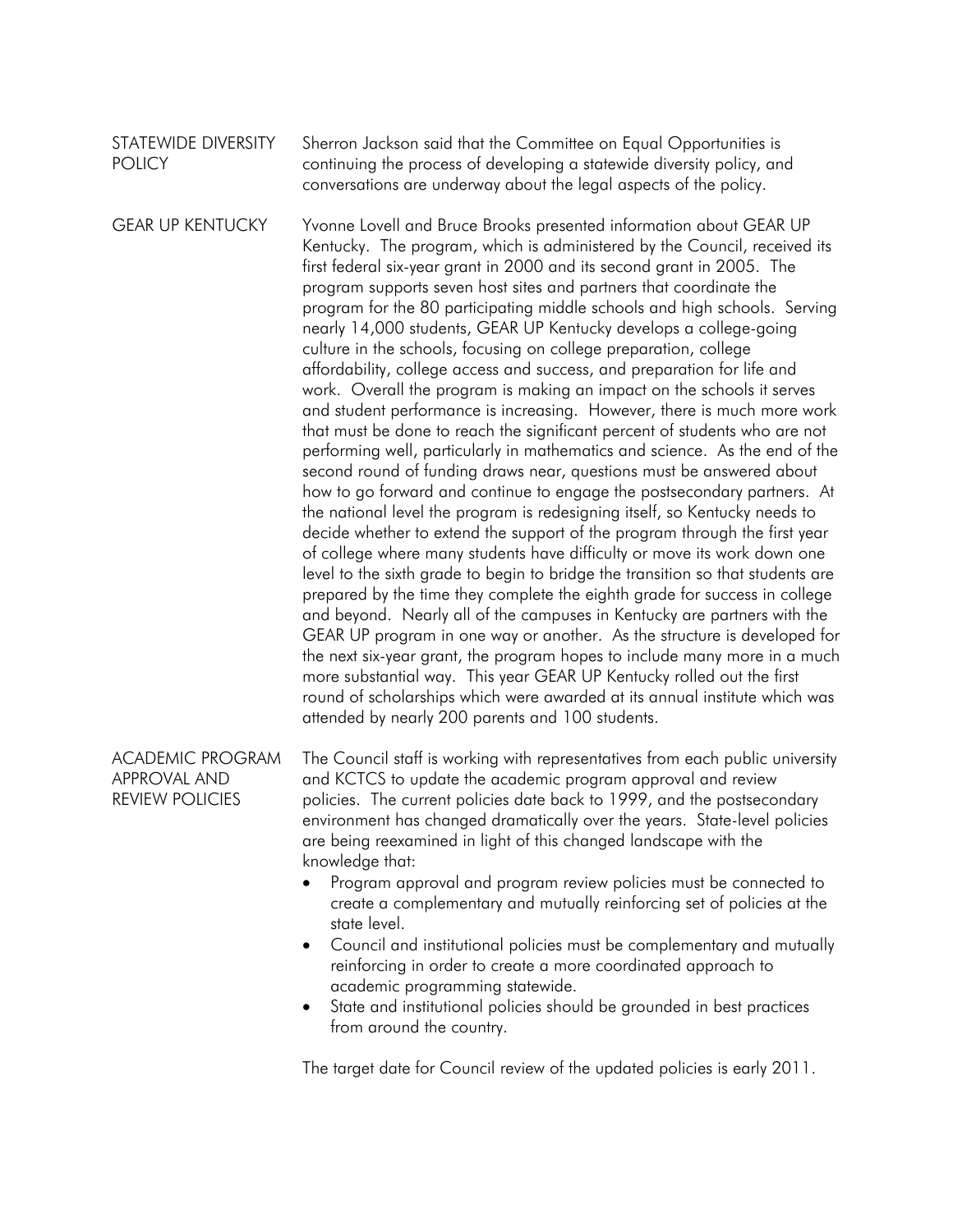## STATEWIDE DIVERSITY POLICY

Sherron Jackson said that the Committee on Equal Opportunities is continuing the process of developing a statewide diversity policy, and conversations are underway about the legal aspects of the policy.

## GEAR UP KENTUCKY

Yvonne Lovell and Bruce Brooks presented information about GEAR UP Kentucky. The program, which is administered by the Council, received its first federal six-year grant in 2000 and its second grant in 2005. The program supports seven host sites and partners that coordinate the program for the 80 participating middle schools and high schools. Serving nearly 14,000 students, GEAR UP Kentucky develops a college-going culture in the schools, focusing on college preparation, college affordability, college access and success, and preparation for life and work. Overall the program is making an impact on the schools it serves and student performance is increasing. However, there is much more work that must be done to reach the significant percent of students who are not performing well, particularly in mathematics and science. As the end of the second round of funding draws near, questions must be answered about how to go forward and continue to engage the postsecondary partners. At the national level the program is redesigning itself, so Kentucky needs to decide whether to extend the support of the program through the first year of college where many students have difficulty or move its work down one level to the sixth grade to begin to bridge the transition so that students are prepared by the time they complete the eighth grade for success in college and beyond. Nearly all of the campuses in Kentucky are partners with the GEAR UP program in one way or another. As the structure is developed for the next six-year grant, the program hopes to include many more in a much more substantial way. This year GEAR UP Kentucky rolled out the first round of scholarships which were awarded at its annual institute which was attended by nearly 200 parents and 100 students.

## ACADEMIC PROGRAM APPROVAL AND REVIEW POLICIES

The Council staff is working with representatives from each public university and KCTCS to update the academic program approval and review policies. The current policies date back to 1999, and the postsecondary environment has changed dramatically over the years. State-level policies are being reexamined in light of this changed landscape with the knowledge that:

- Program approval and program review policies must be connected to create a complementary and mutually reinforcing set of policies at the state level.
- Council and institutional policies must be complementary and mutually reinforcing in order to create a more coordinated approach to academic programming statewide.
- State and institutional policies should be grounded in best practices from around the country.

The target date for Council review of the updated policies is early 2011.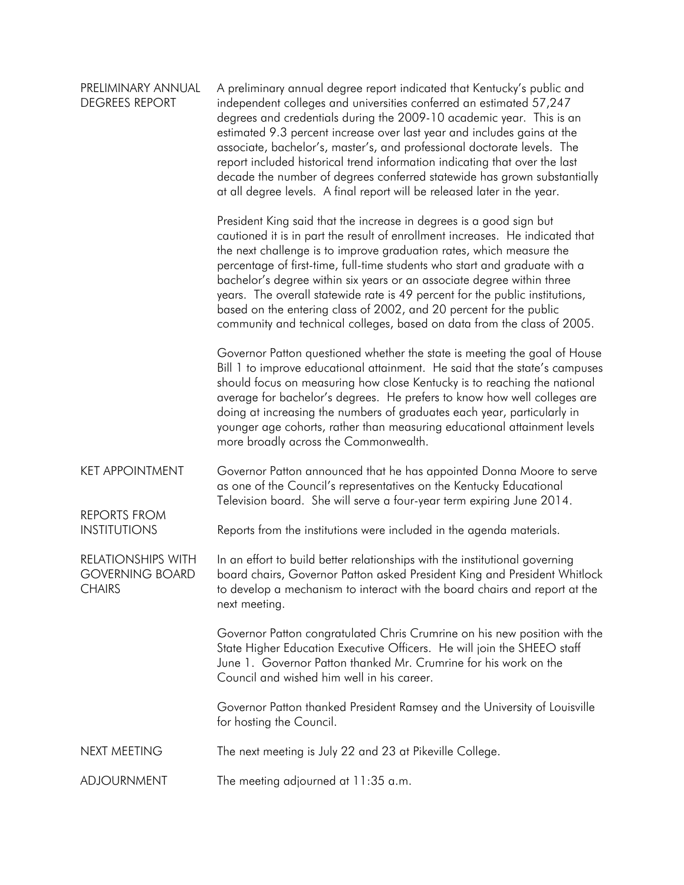**PRELIMINARY ANNUAL DEGREES REPORT**

A preliminary annual degree report indicated that Kentucky's public and independent colleges and universities conferred an estimated 57,247 degrees and credentials during the 2009-10 academic year. This is an estimated 9.3 percent increase over last year and includes gains at the associate, bachelor's, master's, and professional doctorate levels. The report included historical trend information indicating that over the last decade the number of degrees conferred statewide has grown substantially at all degree levels. A final report will be released later in the year.

President King said that the increase in degrees is a good sign but cautioned it is in part the result of enrollment increases. He indicated that the next challenge is to improve graduation rates, which measure the percentage of first-time, full-time students who start and graduate with a bachelor's degree within six years or an associate degree within three years. The overall statewide rate is 49 percent for the public institutions, based on the entering class of 2002, and 20 percent for the public community and technical colleges, based on data from the class of 2005.

Governor Patton questioned whether the state is meeting the goal of House Bill 1 to improve educational attainment. He said that the state's campuses should focus on measuring how close Kentucky is to reaching the national average for bachelor's degrees. He prefers to know how well colleges are doing at increasing the numbers of graduates each year, particularly in younger age cohorts, rather than measuring educational attainment levels more broadly across the Commonwealth.

**KET APPOINTMENT**

Governor Patton announced that he has appointed Donna Moore to serve as one of the Council's representatives on the Kentucky Educational Television board. She will serve a four-year term expiring June 2014.

**REPORTS FROM INSTITUTIONS**

Reports from the institutions were included in the agenda materials.

**RELATIONSHIPS WITH GOVERNING BOARD CHAIRS**

In an effort to build better relationships with the institutional governing board chairs, Governor Patton asked President King and President Whitlock to develop a mechanism to interact with the board chairs and report at the next meeting.

Governor Patton congratulated Chris Crumrine on his new position with the State Higher Education Executive Officers. He will join the SHEEO staff June 1. Governor Patton thanked Mr. Crumrine for his work on the Council and wished him well in his career.

Governor Patton thanked President Ramsey and the University of Louisville for hosting the Council.

**NEXT MEETING**

The next meeting is July 22 and 23 at Pikeville College.

**ADJOURNMENT**

The meeting adjourned at 11:35 a.m.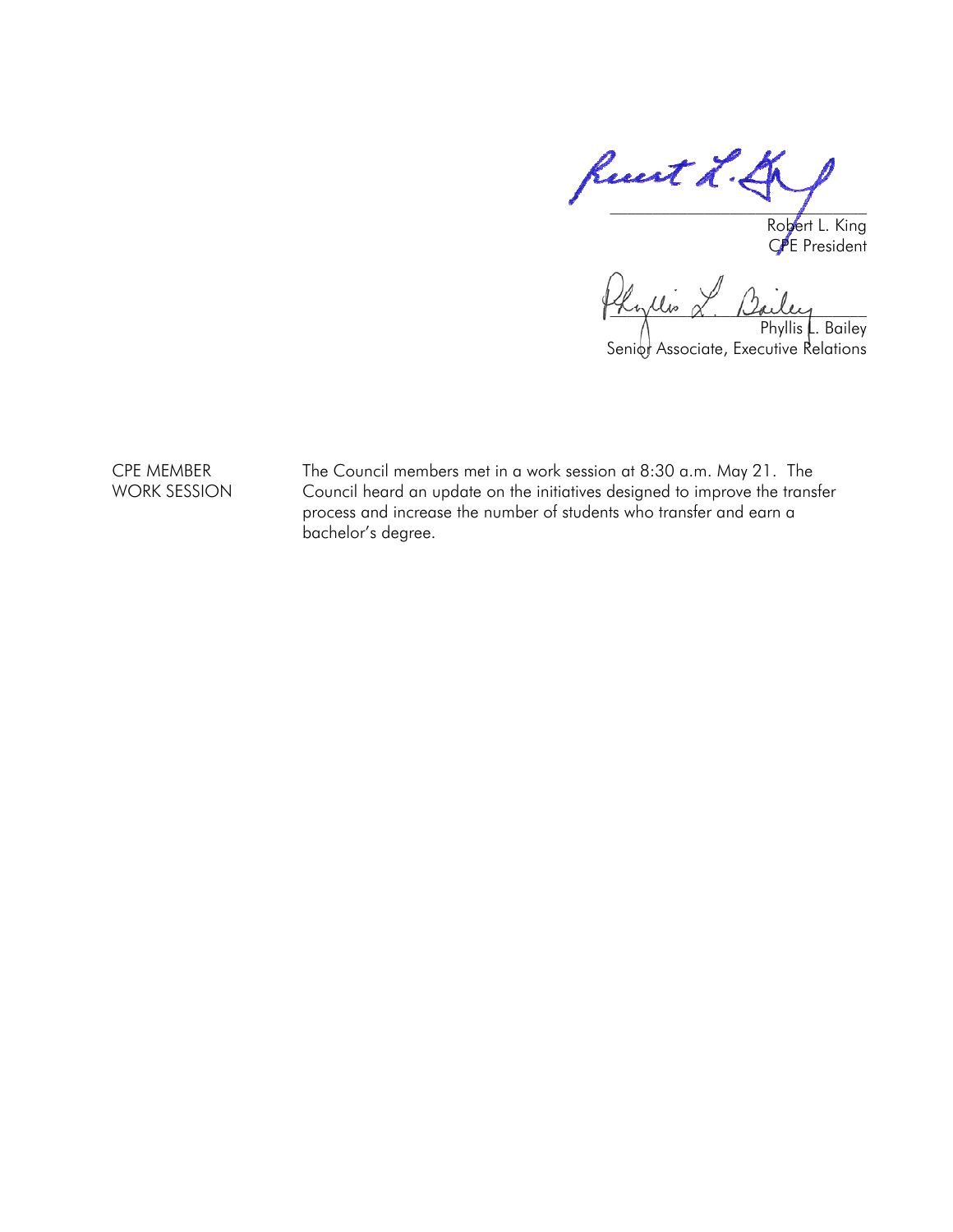\_\_\_\_\_\_\_\_\_\_\_\_\_\_\_\_\_\_\_\_\_\_\_\_\_\_\_\_\_\_

Robert L. King
CPE President

\_\_\_\_\_\_\_\_\_\_\_\_\_\_\_\_\_\_\_\_\_\_\_\_\_\_\_\_\_\_

Phyllis L. Bailey
Senior Associate, Executive Relations

**CPE MEMBER WORK SESSION**

The Council members met in a work session at 8:30 a.m. May 21. The Council heard an update on the initiatives designed to improve the transfer process and increase the number of students who transfer and earn a bachelor's degree.